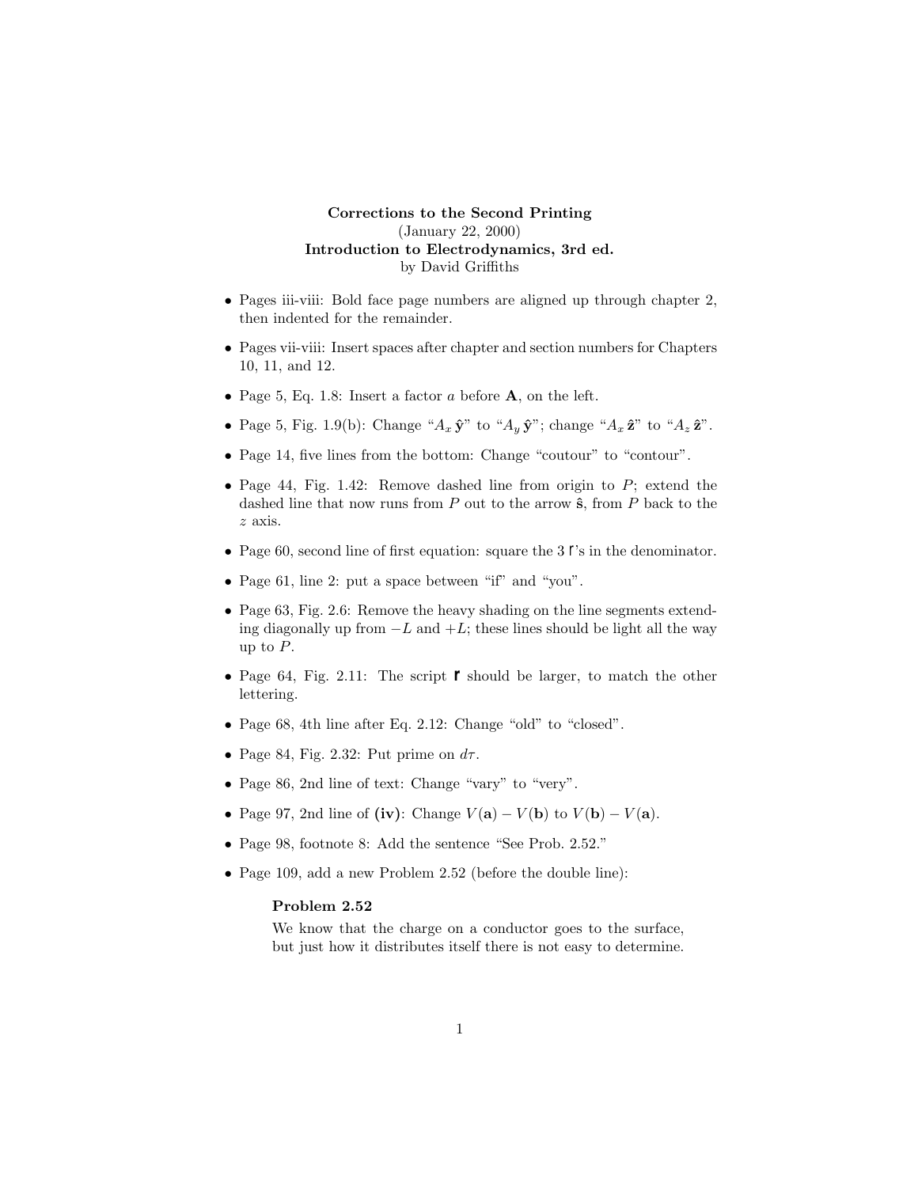**Corrections to the Second Printing**
(January 22, 2000)
**Introduction to Electrodynamics, 3rd ed.**
by David Griffiths

- Pages iii-viii: Bold face page numbers are aligned up through chapter 2, then indented for the remainder.
- Pages vii-viii: Insert spaces after chapter and section numbers for Chapters 10, 11, and 12.
- Page 5, Eq. 1.8: Insert a factor $a$ before $\mathbf{A}$, on the left.
- Page 5, Fig. 1.9(b): Change "$A_x\,\hat{\mathbf{y}}$" to "$A_y\,\hat{\mathbf{y}}$"; change "$A_x\,\hat{\mathbf{z}}$" to "$A_z\,\hat{\mathbf{z}}$".
- Page 14, five lines from the bottom: Change "coutour" to "contour".
- Page 44, Fig. 1.42: Remove dashed line from origin to $P$; extend the dashed line that now runs from $P$ out to the arrow $\hat{\mathbf{s}}$, from $P$ back to the $z$ axis.
- Page 60, second line of first equation: square the 3 $\mathfrak{r}$'s in the denominator.
- Page 61, line 2: put a space between "if" and "you".
- Page 63, Fig. 2.6: Remove the heavy shading on the line segments extending diagonally up from $-L$ and $+L$; these lines should be light all the way up to $P$.
- Page 64, Fig. 2.11: The script $\boldsymbol{\mathfrak{r}}$ should be larger, to match the other lettering.
- Page 68, 4th line after Eq. 2.12: Change "old" to "closed".
- Page 84, Fig. 2.32: Put prime on $d\tau$.
- Page 86, 2nd line of text: Change "vary" to "very".
- Page 97, 2nd line of **(iv)**: Change $V(\mathbf{a}) - V(\mathbf{b})$ to $V(\mathbf{b}) - V(\mathbf{a})$.
- Page 98, footnote 8: Add the sentence "See Prob. 2.52."
- Page 109, add a new Problem 2.52 (before the double line):

  **Problem 2.52**

  We know that the charge on a conductor goes to the surface, but just how it distributes itself there is not easy to determine.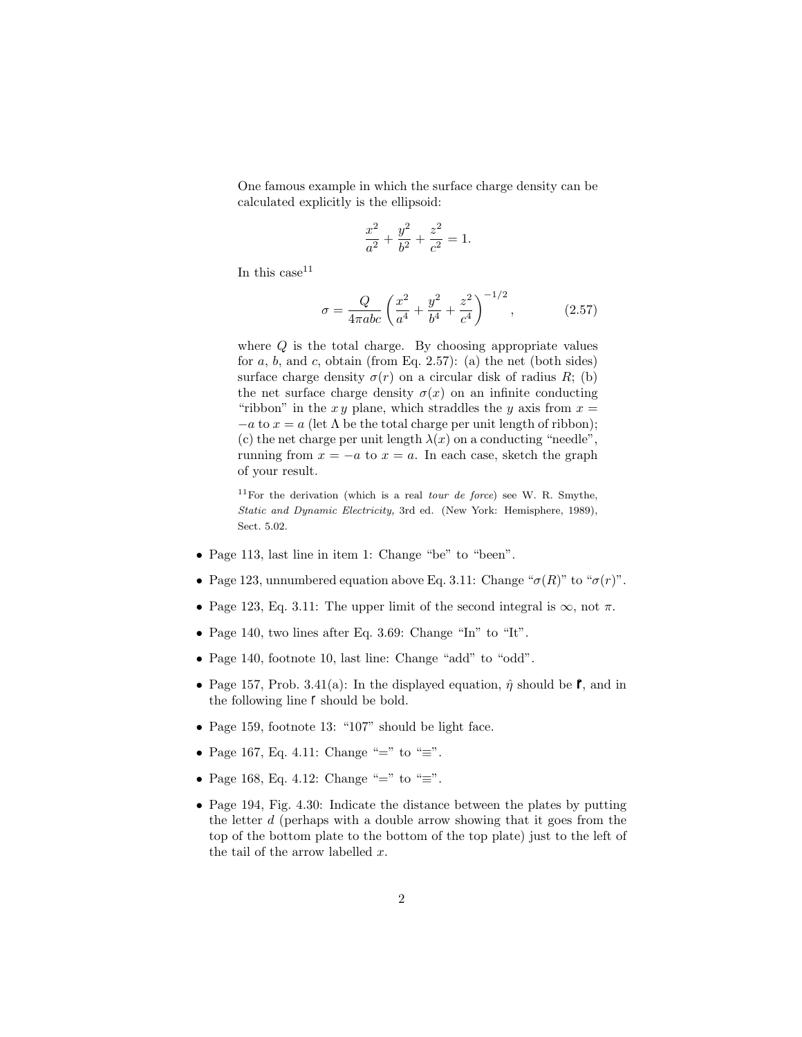One famous example in which the surface charge density can be calculated explicitly is the ellipsoid:

$$\frac{x^2}{a^2} + \frac{y^2}{b^2} + \frac{z^2}{c^2} = 1.$$

In this case[11]

$$\sigma = \frac{Q}{4\pi abc}\left(\frac{x^2}{a^4} + \frac{y^2}{b^4} + \frac{z^2}{c^4}\right)^{-1/2}, \tag{2.57}$$

where $Q$ is the total charge. By choosing appropriate values for $a$, $b$, and $c$, obtain (from Eq. 2.57): (a) the net (both sides) surface charge density $\sigma(r)$ on a circular disk of radius $R$; (b) the net surface charge density $\sigma(x)$ on an infinite conducting "ribbon" in the $xy$ plane, which straddles the $y$ axis from $x = -a$ to $x = a$ (let $\Lambda$ be the total charge per unit length of ribbon); (c) the net charge per unit length $\lambda(x)$ on a conducting "needle", running from $x = -a$ to $x = a$. In each case, sketch the graph of your result.

[11]For the derivation (which is a real *tour de force*) see W. R. Smythe, *Static and Dynamic Electricity,* 3rd ed. (New York: Hemisphere, 1989), Sect. 5.02.

- Page 113, last line in item 1: Change "be" to "been".
- Page 123, unnumbered equation above Eq. 3.11: Change "$\sigma(R)$" to "$\sigma(r)$".
- Page 123, Eq. 3.11: The upper limit of the second integral is $\infty$, not $\pi$.
- Page 140, two lines after Eq. 3.69: Change "In" to "It".
- Page 140, footnote 10, last line: Change "add" to "odd".
- Page 157, Prob. 3.41(a): In the displayed equation, $\hat{\eta}$ should be $\boldsymbol{\mathfrak{r}}$, and in the following line $\mathfrak{r}$ should be bold.
- Page 159, footnote 13: "107" should be light face.
- Page 167, Eq. 4.11: Change "=" to "≡".
- Page 168, Eq. 4.12: Change "=" to "≡".
- Page 194, Fig. 4.30: Indicate the distance between the plates by putting the letter $d$ (perhaps with a double arrow showing that it goes from the top of the bottom plate to the bottom of the top plate) just to the left of the tail of the arrow labelled $x$.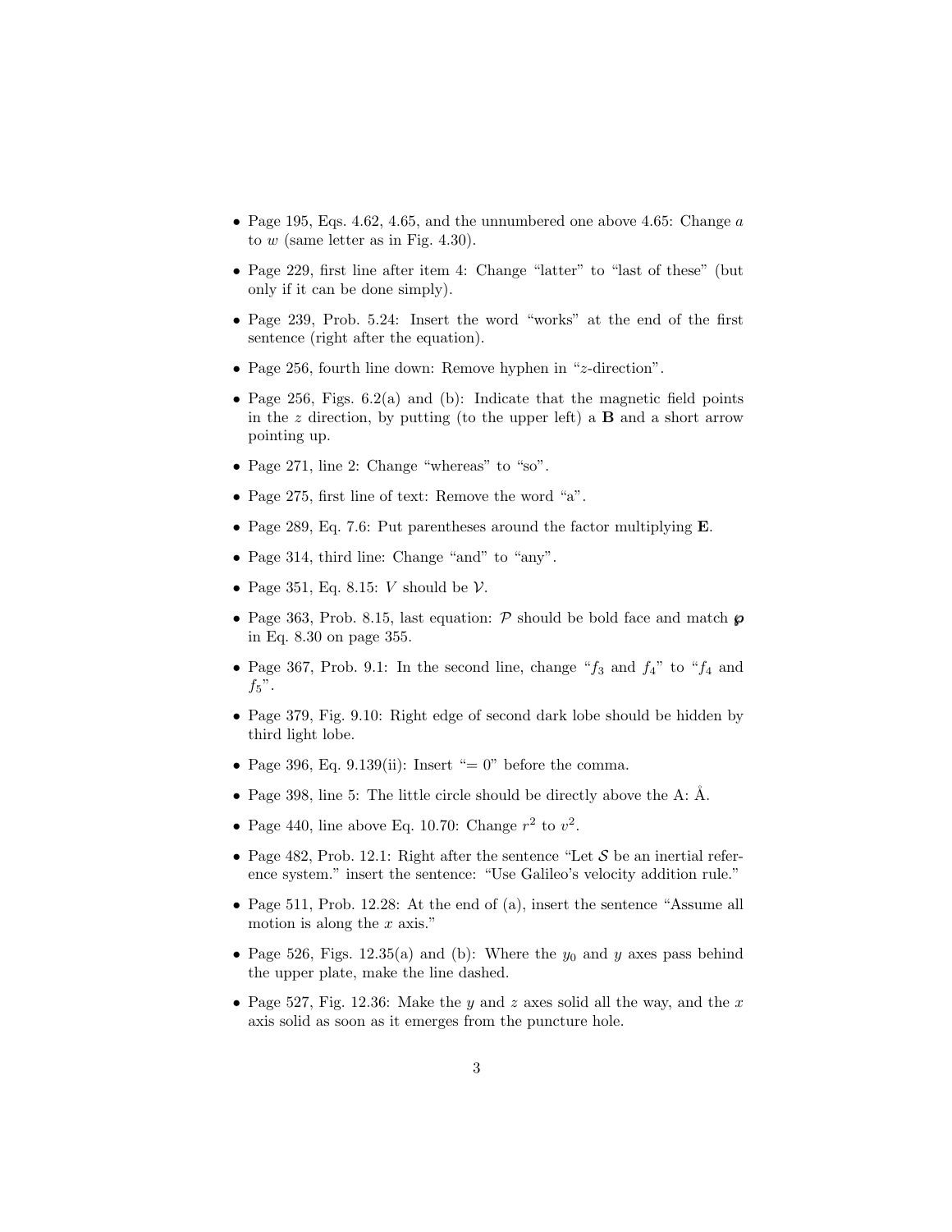- Page 195, Eqs. 4.62, 4.65, and the unnumbered one above 4.65: Change $a$ to $w$ (same letter as in Fig. 4.30).
- Page 229, first line after item 4: Change "latter" to "last of these" (but only if it can be done simply).
- Page 239, Prob. 5.24: Insert the word "works" at the end of the first sentence (right after the equation).
- Page 256, fourth line down: Remove hyphen in "$z$-direction".
- Page 256, Figs. 6.2(a) and (b): Indicate that the magnetic field points in the $z$ direction, by putting (to the upper left) a $\mathbf{B}$ and a short arrow pointing up.
- Page 271, line 2: Change "whereas" to "so".
- Page 275, first line of text: Remove the word "a".
- Page 289, Eq. 7.6: Put parentheses around the factor multiplying $\mathbf{E}$.
- Page 314, third line: Change "and" to "any".
- Page 351, Eq. 8.15: $V$ should be $\mathcal{V}$.
- Page 363, Prob. 8.15, last equation: $\mathcal{P}$ should be bold face and match $\wp$ in Eq. 8.30 on page 355.
- Page 367, Prob. 9.1: In the second line, change "$f_3$ and $f_4$" to "$f_4$ and $f_5$".
- Page 379, Fig. 9.10: Right edge of second dark lobe should be hidden by third light lobe.
- Page 396, Eq. 9.139(ii): Insert "$= 0$" before the comma.
- Page 398, line 5: The little circle should be directly above the A: Å.
- Page 440, line above Eq. 10.70: Change $r^2$ to $v^2$.
- Page 482, Prob. 12.1: Right after the sentence "Let $\mathcal{S}$ be an inertial reference system." insert the sentence: "Use Galileo's velocity addition rule."
- Page 511, Prob. 12.28: At the end of (a), insert the sentence "Assume all motion is along the $x$ axis."
- Page 526, Figs. 12.35(a) and (b): Where the $y_0$ and $y$ axes pass behind the upper plate, make the line dashed.
- Page 527, Fig. 12.36: Make the $y$ and $z$ axes solid all the way, and the $x$ axis solid as soon as it emerges from the puncture hole.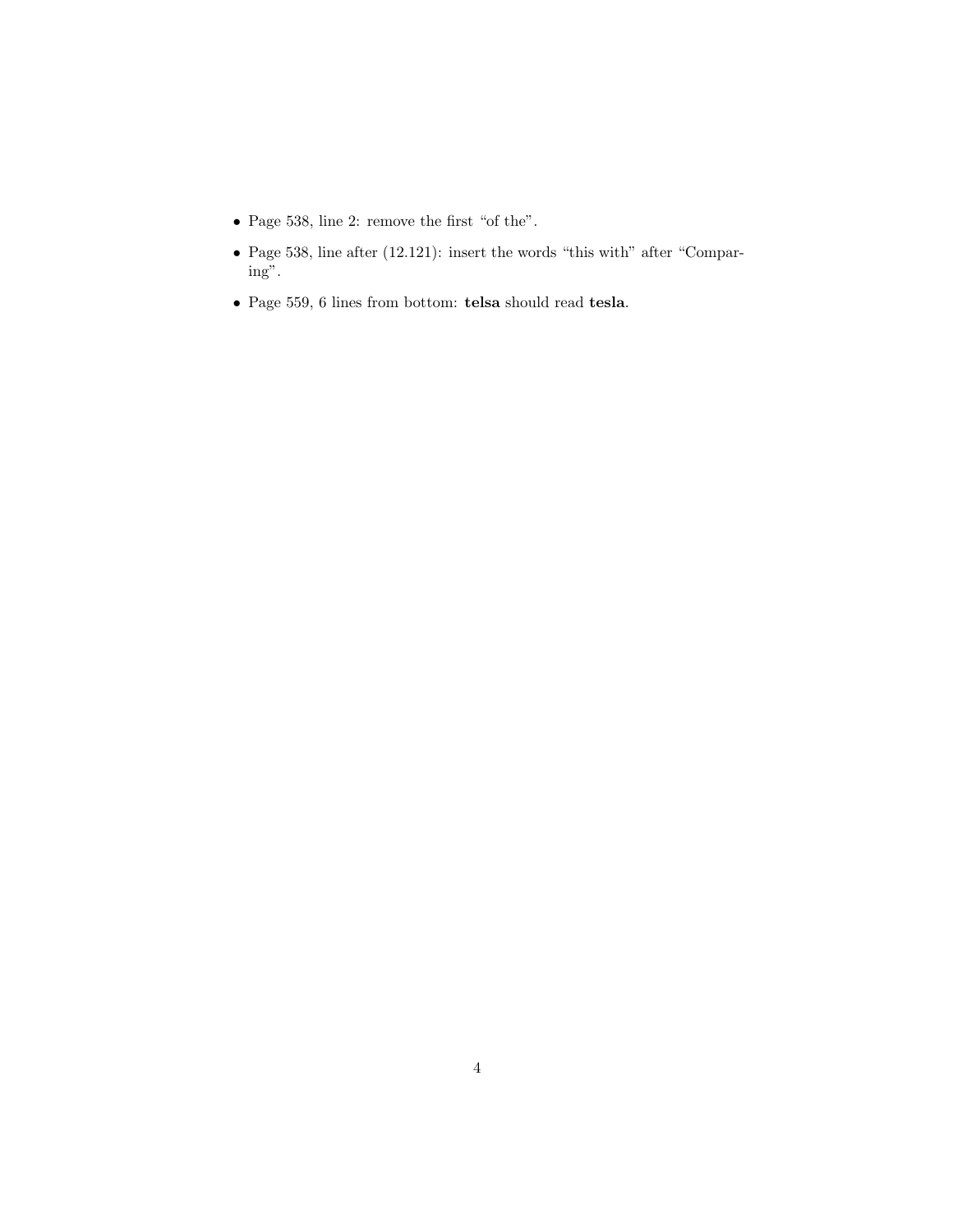- Page 538, line 2: remove the first "of the".
- Page 538, line after (12.121): insert the words "this with" after "Comparing".
- Page 559, 6 lines from bottom: **telsa** should read **tesla**.